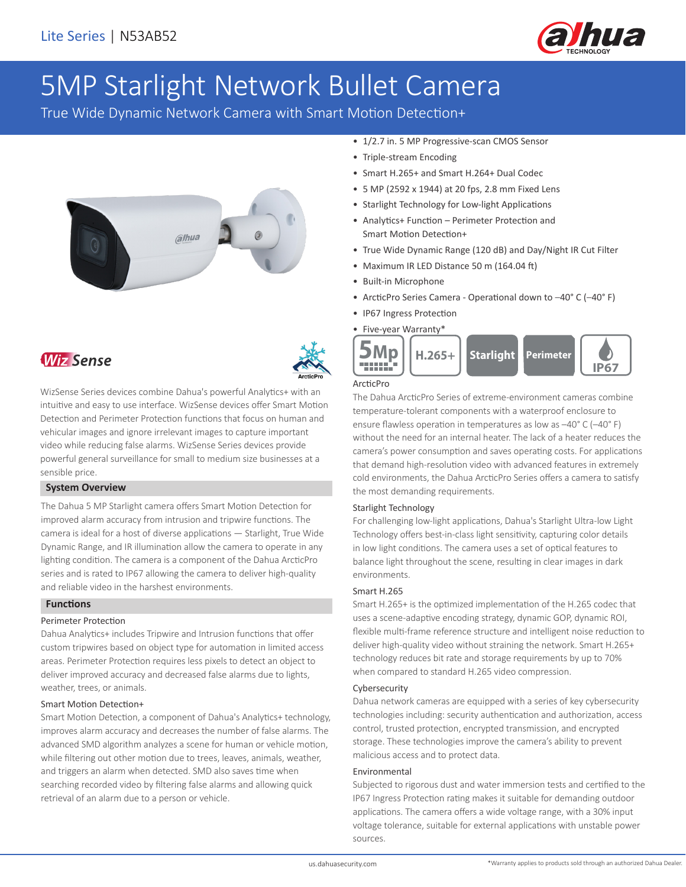Lite Series | N53AB52

# 5MP Starlight Network Bullet Camera

True Wide Dynamic Network Camera with Smart Motion Detection+

- 1/2.7 in. 5 MP Progressive-scan CMOS Sensor
- Triple-stream Encoding
- Smart H.265+ and Smart H.264+ Dual Codec
- 5 MP (2592 x 1944) at 20 fps, 2.8 mm Fixed Lens
- Starlight Technology for Low-light Applications
- Analytics+ Function – Perimeter Protection and Smart Motion Detection+
- True Wide Dynamic Range (120 dB) and Day/Night IR Cut Filter
- Maximum IR LED Distance 50 m (164.04 ft)
- Built-in Microphone
- ArcticPro Series Camera - Operational down to –40° C (–40° F)
- IP67 Ingress Protection
- Five-year Warranty*

WizSense

WizSense Series devices combine Dahua's powerful Analytics+ with an intuitive and easy to use interface. WizSense devices offer Smart Motion Detection and Perimeter Protection functions that focus on human and vehicular images and ignore irrelevant images to capture important video while reducing false alarms. WizSense Series devices provide powerful general surveillance for small to medium size businesses at a sensible price.

## System Overview

The Dahua 5 MP Starlight camera offers Smart Motion Detection for improved alarm accuracy from intrusion and tripwire functions. The camera is ideal for a host of diverse applications — Starlight, True Wide Dynamic Range, and IR illumination allow the camera to operate in any lighting condition. The camera is a component of the Dahua ArcticPro series and is rated to IP67 allowing the camera to deliver high-quality and reliable video in the harshest environments.

## Functions

### Perimeter Protection

Dahua Analytics+ includes Tripwire and Intrusion functions that offer custom tripwires based on object type for automation in limited access areas. Perimeter Protection requires less pixels to detect an object to deliver improved accuracy and decreased false alarms due to lights, weather, trees, or animals.

### Smart Motion Detection+

Smart Motion Detection, a component of Dahua's Analytics+ technology, improves alarm accuracy and decreases the number of false alarms. The advanced SMD algorithm analyzes a scene for human or vehicle motion, while filtering out other motion due to trees, leaves, animals, weather, and triggers an alarm when detected. SMD also saves time when searching recorded video by filtering false alarms and allowing quick retrieval of an alarm due to a person or vehicle.

### ArcticPro

The Dahua ArcticPro Series of extreme-environment cameras combine temperature-tolerant components with a waterproof enclosure to ensure flawless operation in temperatures as low as –40° C (–40° F) without the need for an internal heater. The lack of a heater reduces the camera's power consumption and saves operating costs. For applications that demand high-resolution video with advanced features in extremely cold environments, the Dahua ArcticPro Series offers a camera to satisfy the most demanding requirements.

### Starlight Technology

For challenging low-light applications, Dahua's Starlight Ultra-low Light Technology offers best-in-class light sensitivity, capturing color details in low light conditions. The camera uses a set of optical features to balance light throughout the scene, resulting in clear images in dark environments.

### Smart H.265

Smart H.265+ is the optimized implementation of the H.265 codec that uses a scene-adaptive encoding strategy, dynamic GOP, dynamic ROI, flexible multi-frame reference structure and intelligent noise reduction to deliver high-quality video without straining the network. Smart H.265+ technology reduces bit rate and storage requirements by up to 70% when compared to standard H.265 video compression.

### Cybersecurity

Dahua network cameras are equipped with a series of key cybersecurity technologies including: security authentication and authorization, access control, trusted protection, encrypted transmission, and encrypted storage. These technologies improve the camera's ability to prevent malicious access and to protect data.

### Environmental

Subjected to rigorous dust and water immersion tests and certified to the IP67 Ingress Protection rating makes it suitable for demanding outdoor applications. The camera offers a wide voltage range, with a 30% input voltage tolerance, suitable for external applications with unstable power sources.

*Warranty applies to products sold through an authorized Dahua Dealer.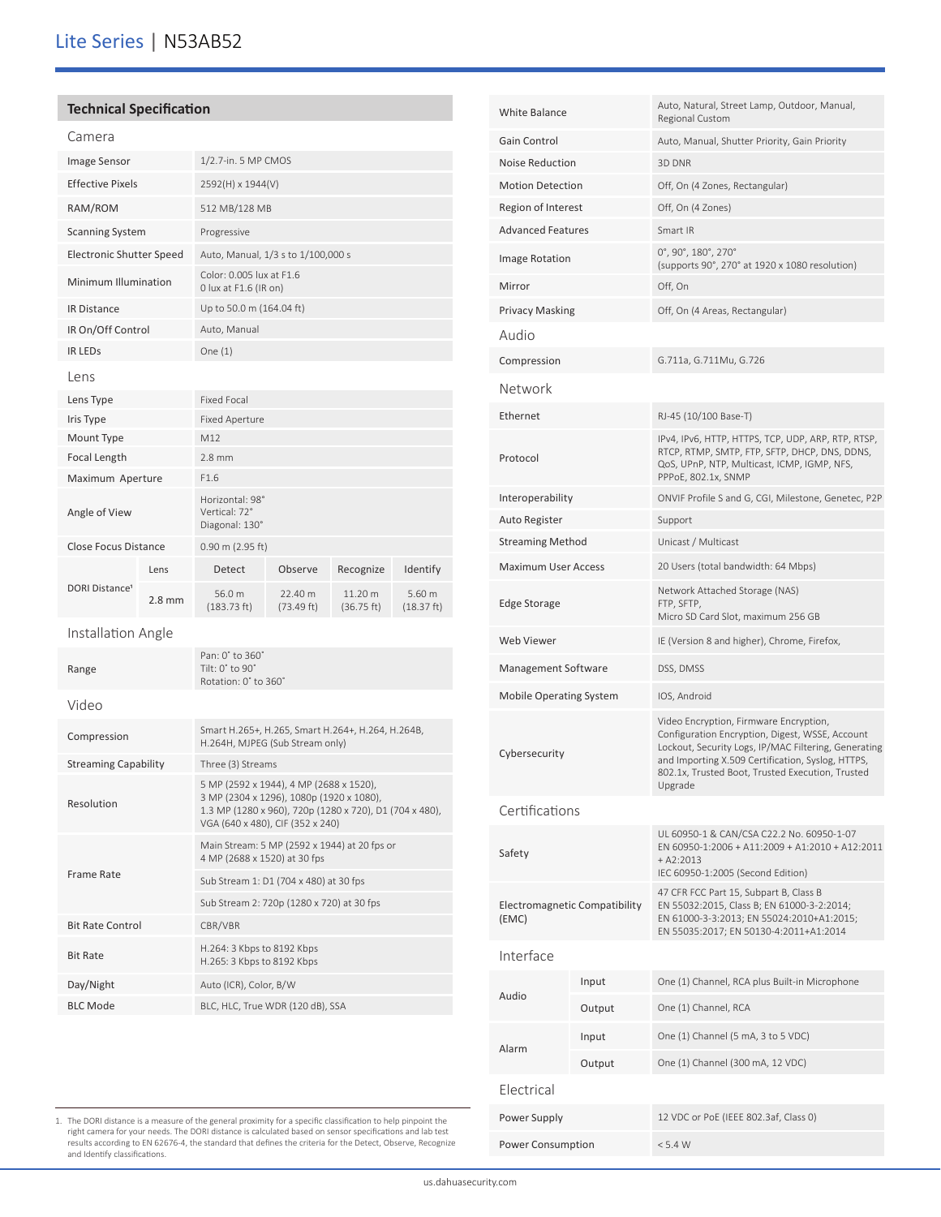# Lite Series | N53AB52

## Technical Specification

### Camera

| | |
|---|---|
| Image Sensor | 1/2.7-in. 5 MP CMOS |
| Effective Pixels | 2592(H) x 1944(V) |
| RAM/ROM | 512 MB/128 MB |
| Scanning System | Progressive |
| Electronic Shutter Speed | Auto, Manual, 1/3 s to 1/100,000 s |
| Minimum Illumination | Color: 0.005 lux at F1.6<br>0 lux at F1.6 (IR on) |
| IR Distance | Up to 50.0 m (164.04 ft) |
| IR On/Off Control | Auto, Manual |
| IR LEDs | One (1) |

### Lens

| | | | | | |
|---|---|---|---|---|---|
| Lens Type | Fixed Focal | | | | |
| Iris Type | Fixed Aperture | | | | |
| Mount Type | M12 | | | | |
| Focal Length | 2.8 mm | | | | |
| Maximum Aperture | F1.6 | | | | |
| Angle of View | Horizontal: 98°<br>Vertical: 72°<br>Diagonal: 130° | | | | |
| Close Focus Distance | 0.90 m (2.95 ft) | | | | |
| DORI Distance[1] | Lens | Detect | Observe | Recognize | Identify |
| | 2.8 mm | 56.0 m (183.73 ft) | 22.40 m (73.49 ft) | 11.20 m (36.75 ft) | 5.60 m (18.37 ft) |

### Installation Angle

| | |
|---|---|
| Range | Pan: 0° to 360°<br>Tilt: 0° to 90°<br>Rotation: 0° to 360° |

### Video

| | |
|---|---|
| Compression | Smart H.265+, H.265, Smart H.264+, H.264, H.264B, H.264H, MJPEG (Sub Stream only) |
| Streaming Capability | Three (3) Streams |
| Resolution | 5 MP (2592 x 1944), 4 MP (2688 x 1520), 3 MP (2304 x 1296), 1080p (1920 x 1080), 1.3 MP (1280 x 960), 720p (1280 x 720), D1 (704 x 480), VGA (640 x 480), CIF (352 x 240) |
| Frame Rate | Main Stream: 5 MP (2592 x 1944) at 20 fps or 4 MP (2688 x 1520) at 30 fps |
| | Sub Stream 1: D1 (704 x 480) at 30 fps |
| | Sub Stream 2: 720p (1280 x 720) at 30 fps |
| Bit Rate Control | CBR/VBR |
| Bit Rate | H.264: 3 Kbps to 8192 Kbps<br>H.265: 3 Kbps to 8192 Kbps |
| Day/Night | Auto (ICR), Color, B/W |
| BLC Mode | BLC, HLC, True WDR (120 dB), SSA |
| White Balance | Auto, Natural, Street Lamp, Outdoor, Manual, Regional Custom |
| Gain Control | Auto, Manual, Shutter Priority, Gain Priority |
| Noise Reduction | 3D DNR |
| Motion Detection | Off, On (4 Zones, Rectangular) |
| Region of Interest | Off, On (4 Zones) |
| Advanced Features | Smart IR |
| Image Rotation | 0°, 90°, 180°, 270°<br>(supports 90°, 270° at 1920 x 1080 resolution) |
| Mirror | Off, On |
| Privacy Masking | Off, On (4 Areas, Rectangular) |

### Audio

| | |
|---|---|
| Compression | G.711a, G.711Mu, G.726 |

### Network

| | |
|---|---|
| Ethernet | RJ-45 (10/100 Base-T) |
| Protocol | IPv4, IPv6, HTTP, HTTPS, TCP, UDP, ARP, RTP, RTSP, RTCP, RTMP, SMTP, FTP, SFTP, DHCP, DNS, DDNS, QoS, UPnP, NTP, Multicast, ICMP, IGMP, NFS, PPPoE, 802.1x, SNMP |
| Interoperability | ONVIF Profile S and G, CGI, Milestone, Genetec, P2P |
| Auto Register | Support |
| Streaming Method | Unicast / Multicast |
| Maximum User Access | 20 Users (total bandwidth: 64 Mbps) |
| Edge Storage | Network Attached Storage (NAS)<br>FTP, SFTP,<br>Micro SD Card Slot, maximum 256 GB |
| Web Viewer | IE (Version 8 and higher), Chrome, Firefox, |
| Management Software | DSS, DMSS |
| Mobile Operating System | IOS, Android |
| Cybersecurity | Video Encryption, Firmware Encryption, Configuration Encryption, Digest, WSSE, Account Lockout, Security Logs, IP/MAC Filtering, Generating and Importing X.509 Certification, Syslog, HTTPS, 802.1x, Trusted Boot, Trusted Execution, Trusted Upgrade |

### Certifications

| | |
|---|---|
| Safety | UL 60950-1 & CAN/CSA C22.2 No. 60950-1-07<br>EN 60950-1:2006 + A11:2009 + A1:2010 + A12:2011 + A2:2013<br>IEC 60950-1:2005 (Second Edition) |
| Electromagnetic Compatibility (EMC) | 47 CFR FCC Part 15, Subpart B, Class B<br>EN 55032:2015, Class B; EN 61000-3-2:2014;<br>EN 61000-3-3:2013; EN 55024:2010+A1:2015;<br>EN 55035:2017; EN 50130-4:2011+A1:2014 |

### Interface

| | | |
|---|---|---|
| Audio | Input | One (1) Channel, RCA plus Built-in Microphone |
| | Output | One (1) Channel, RCA |
| Alarm | Input | One (1) Channel (5 mA, 3 to 5 VDC) |
| | Output | One (1) Channel (300 mA, 12 VDC) |

### Electrical

| | |
|---|---|
| Power Supply | 12 VDC or PoE (IEEE 802.3af, Class 0) |
| Power Consumption | < 5.4 W |

1. The DORI distance is a measure of the general proximity for a specific classification to help pinpoint the right camera for your needs. The DORI distance is calculated based on sensor specifications and lab test results according to EN 62676-4, the standard that defines the criteria for the Detect, Observe, Recognize and Identify classifications.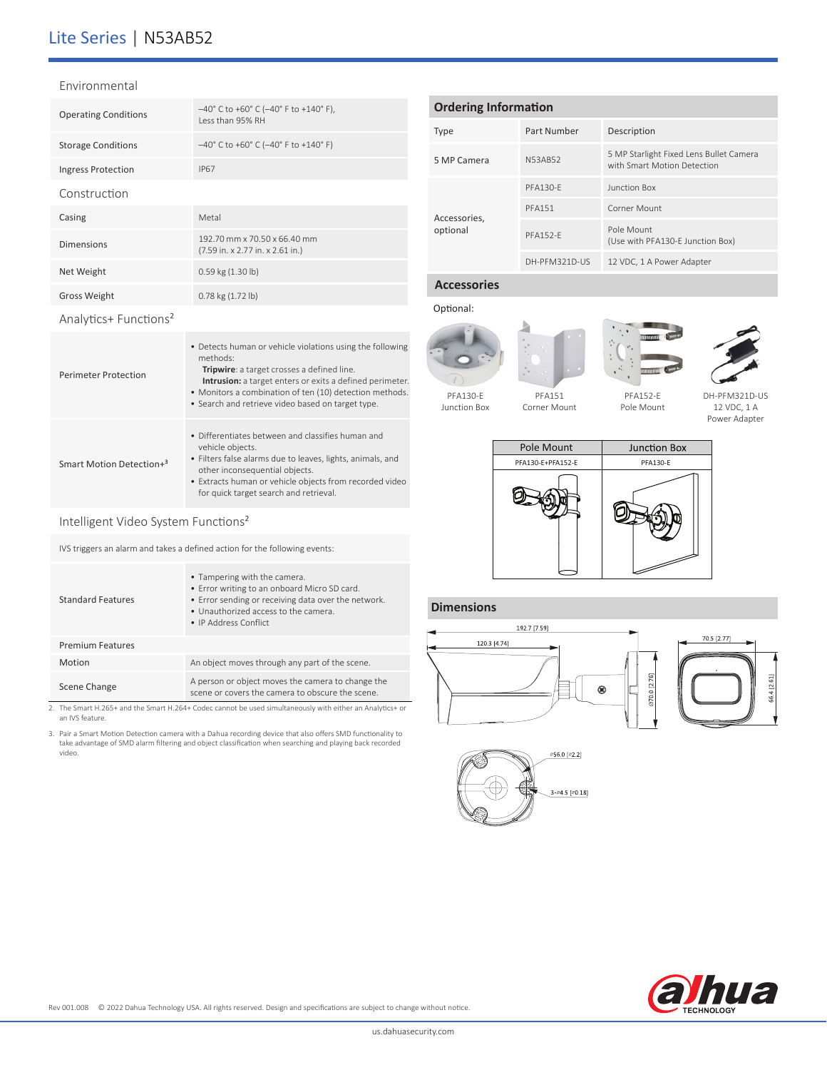## Environmental

| | |
|---|---|
| Operating Conditions | –40° C to +60° C (–40° F to +140° F), Less than 95% RH |
| Storage Conditions | –40° C to +60° C (–40° F to +140° F) |
| Ingress Protection | IP67 |

## Construction

| | |
|---|---|
| Casing | Metal |
| Dimensions | 192.70 mm x 70.50 x 66.40 mm (7.59 in. x 2.77 in. x 2.61 in.) |
| Net Weight | 0.59 kg (1.30 lb) |
| Gross Weight | 0.78 kg (1.72 lb) |

## Analytics+ Functions[2]

| | |
|---|---|
| Perimeter Protection | • Detects human or vehicle violations using the following methods: **Tripwire**: a target crosses a defined line. **Intrusion:** a target enters or exits a defined perimeter. • Monitors a combination of ten (10) detection methods. • Search and retrieve video based on target type. |
| Smart Motion Detection+[3] | • Differentiates between and classifies human and vehicle objects. • Filters false alarms due to leaves, lights, animals, and other inconsequential objects. • Extracts human or vehicle objects from recorded video for quick target search and retrieval. |

## Intelligent Video System Functions[2]

| | |
|---|---|
| IVS triggers an alarm and takes a defined action for the following events: | |
| Standard Features | • Tampering with the camera. • Error writing to an onboard Micro SD card. • Error sending or receiving data over the network. • Unauthorized access to the camera. • IP Address Conflict |
| Premium Features | |
| Motion | An object moves through any part of the scene. |
| Scene Change | A person or object moves the camera to change the scene or covers the camera to obscure the scene. |

2. The Smart H.265+ and the Smart H.264+ Codec cannot be used simultaneously with either an Analytics+ or an IVS feature.

3. Pair a Smart Motion Detection camera with a Dahua recording device that also offers SMD functionality to take advantage of SMD alarm filtering and object classification when searching and playing back recorded video.

## Ordering Information

| Type | Part Number | Description |
|---|---|---|
| 5 MP Camera | N53AB52 | 5 MP Starlight Fixed Lens Bullet Camera with Smart Motion Detection |
| Accessories, optional | PFA130-E | Junction Box |
| | PFA151 | Corner Mount |
| | PFA152-E | Pole Mount (Use with PFA130-E Junction Box) |
| | DH-PFM321D-US | 12 VDC, 1 A Power Adapter |

## Accessories

Optional:

PFA130-E Junction Box

PFA151 Corner Mount

PFA152-E Pole Mount

DH-PFM321D-US 12 VDC, 1 A Power Adapter

| Pole Mount | Junction Box |
|---|---|
| PFA130-E+PFA152-E | PFA130-E |

## Dimensions

192.7 [7.59]

120.3 [4.74]

Ø70.0 [2.76]

70.5 [2.77]

66.4 [2.61]

Ø56.0 [Ø2.2]

3-Ø4.5 [Ø0.18]

Rev 001.008 © 2022 Dahua Technology USA. All rights reserved. Design and specifications are subject to change without notice.

us.dahuasecurity.com